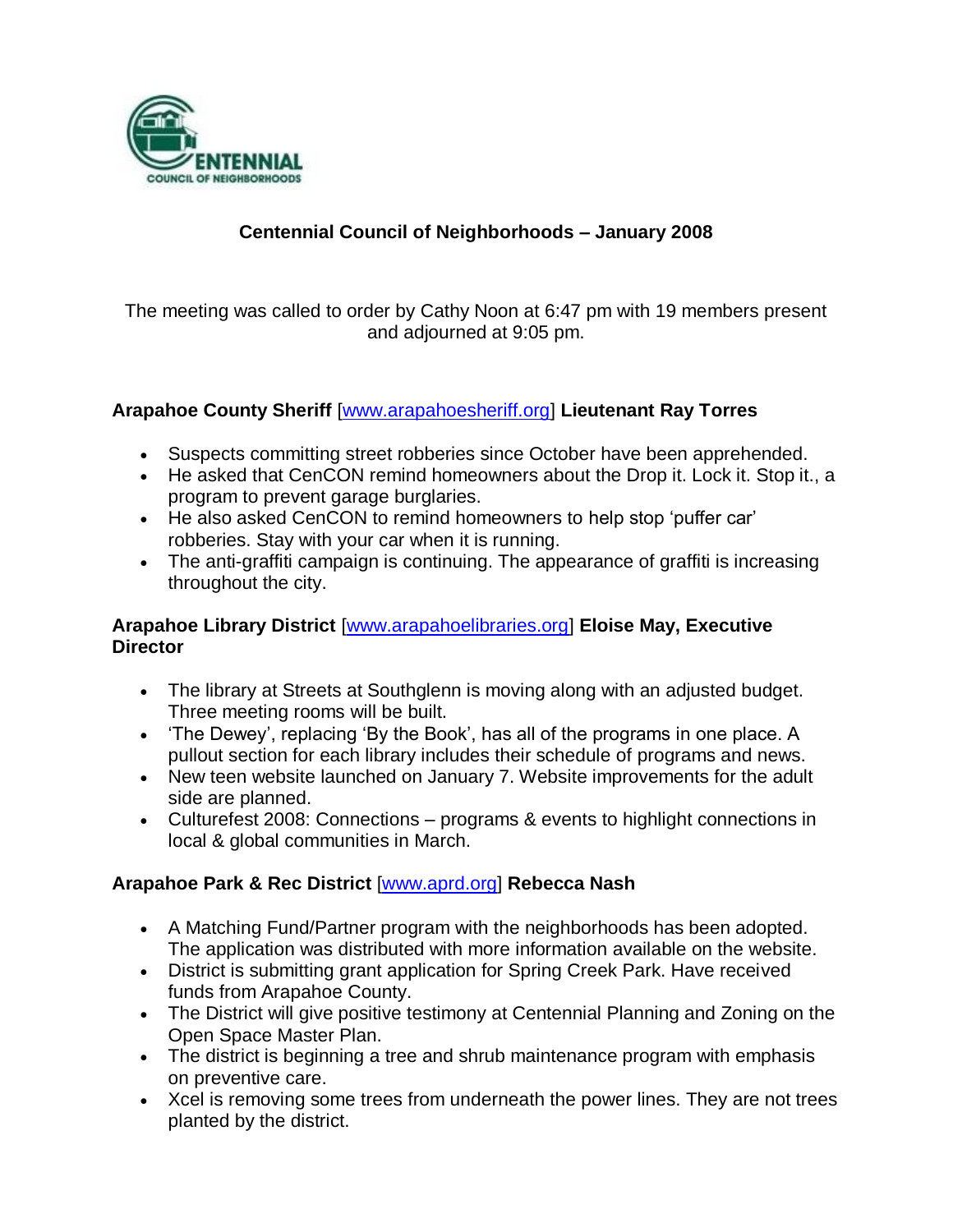# Centennial Council of Neighborhoods – January 2008

The meeting was called to order by Cathy Noon at 6:47 pm with 19 members present and adjourned at 9:05 pm.

### Arapahoe County Sheriff [www.arapahoesheriff.org] Lieutenant Ray Torres

- Suspects committing street robberies since October have been apprehended.
- He asked that CenCON remind homeowners about the Drop it. Lock it. Stop it., a program to prevent garage burglaries.
- He also asked CenCON to remind homeowners to help stop 'puffer car' robberies. Stay with your car when it is running.
- The anti-graffiti campaign is continuing. The appearance of graffiti is increasing throughout the city.

### Arapahoe Library District [www.arapahoelibraries.org] Eloise May, Executive Director

- The library at Streets at Southglenn is moving along with an adjusted budget. Three meeting rooms will be built.
- 'The Dewey', replacing 'By the Book', has all of the programs in one place. A pullout section for each library includes their schedule of programs and news.
- New teen website launched on January 7. Website improvements for the adult side are planned.
- Culturefest 2008: Connections – programs & events to highlight connections in local & global communities in March.

### Arapahoe Park & Rec District [www.aprd.org] Rebecca Nash

- A Matching Fund/Partner program with the neighborhoods has been adopted. The application was distributed with more information available on the website.
- District is submitting grant application for Spring Creek Park. Have received funds from Arapahoe County.
- The District will give positive testimony at Centennial Planning and Zoning on the Open Space Master Plan.
- The district is beginning a tree and shrub maintenance program with emphasis on preventive care.
- Xcel is removing some trees from underneath the power lines. They are not trees planted by the district.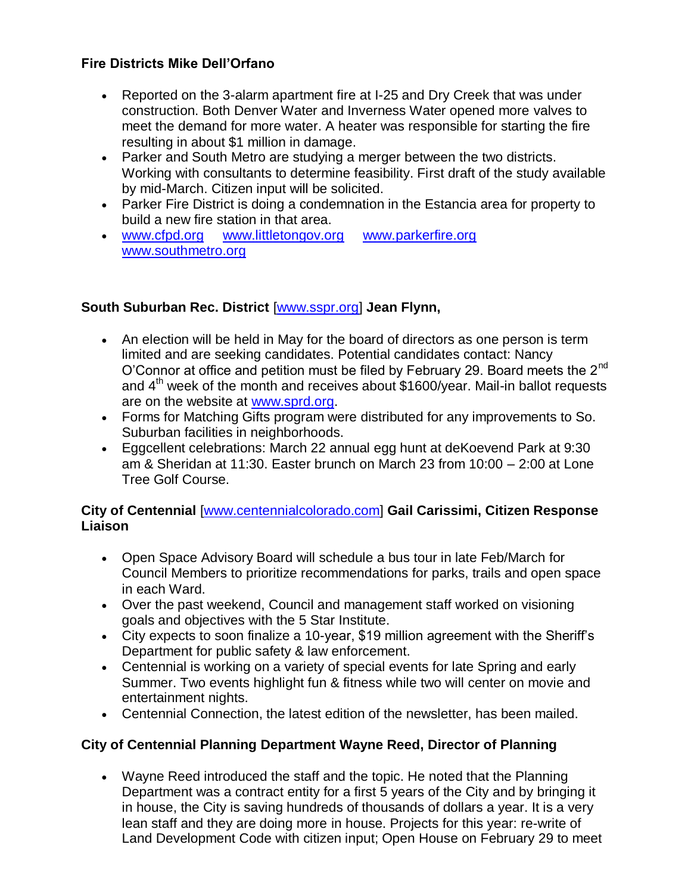**Fire Districts Mike Dell'Orfano**

- Reported on the 3-alarm apartment fire at I-25 and Dry Creek that was under construction. Both Denver Water and Inverness Water opened more valves to meet the demand for more water. A heater was responsible for starting the fire resulting in about $1 million in damage.
- Parker and South Metro are studying a merger between the two districts. Working with consultants to determine feasibility. First draft of the study available by mid-March. Citizen input will be solicited.
- Parker Fire District is doing a condemnation in the Estancia area for property to build a new fire station in that area.
- www.cfpd.org www.littletongov.org www.parkerfire.org www.southmetro.org

**South Suburban Rec. District** [www.sspr.org] **Jean Flynn,**

- An election will be held in May for the board of directors as one person is term limited and are seeking candidates. Potential candidates contact: Nancy O'Connor at office and petition must be filed by February 29. Board meets the 2nd and 4th week of the month and receives about $1600/year. Mail-in ballot requests are on the website at www.sprd.org.
- Forms for Matching Gifts program were distributed for any improvements to So. Suburban facilities in neighborhoods.
- Eggcellent celebrations: March 22 annual egg hunt at deKoevend Park at 9:30 am & Sheridan at 11:30. Easter brunch on March 23 from 10:00 – 2:00 at Lone Tree Golf Course.

**City of Centennial** [www.centennialcolorado.com] **Gail Carissimi, Citizen Response Liaison**

- Open Space Advisory Board will schedule a bus tour in late Feb/March for Council Members to prioritize recommendations for parks, trails and open space in each Ward.
- Over the past weekend, Council and management staff worked on visioning goals and objectives with the 5 Star Institute.
- City expects to soon finalize a 10-year, $19 million agreement with the Sheriff's Department for public safety & law enforcement.
- Centennial is working on a variety of special events for late Spring and early Summer. Two events highlight fun & fitness while two will center on movie and entertainment nights.
- Centennial Connection, the latest edition of the newsletter, has been mailed.

**City of Centennial Planning Department Wayne Reed, Director of Planning**

- Wayne Reed introduced the staff and the topic. He noted that the Planning Department was a contract entity for a first 5 years of the City and by bringing it in house, the City is saving hundreds of thousands of dollars a year. It is a very lean staff and they are doing more in house. Projects for this year: re-write of Land Development Code with citizen input; Open House on February 29 to meet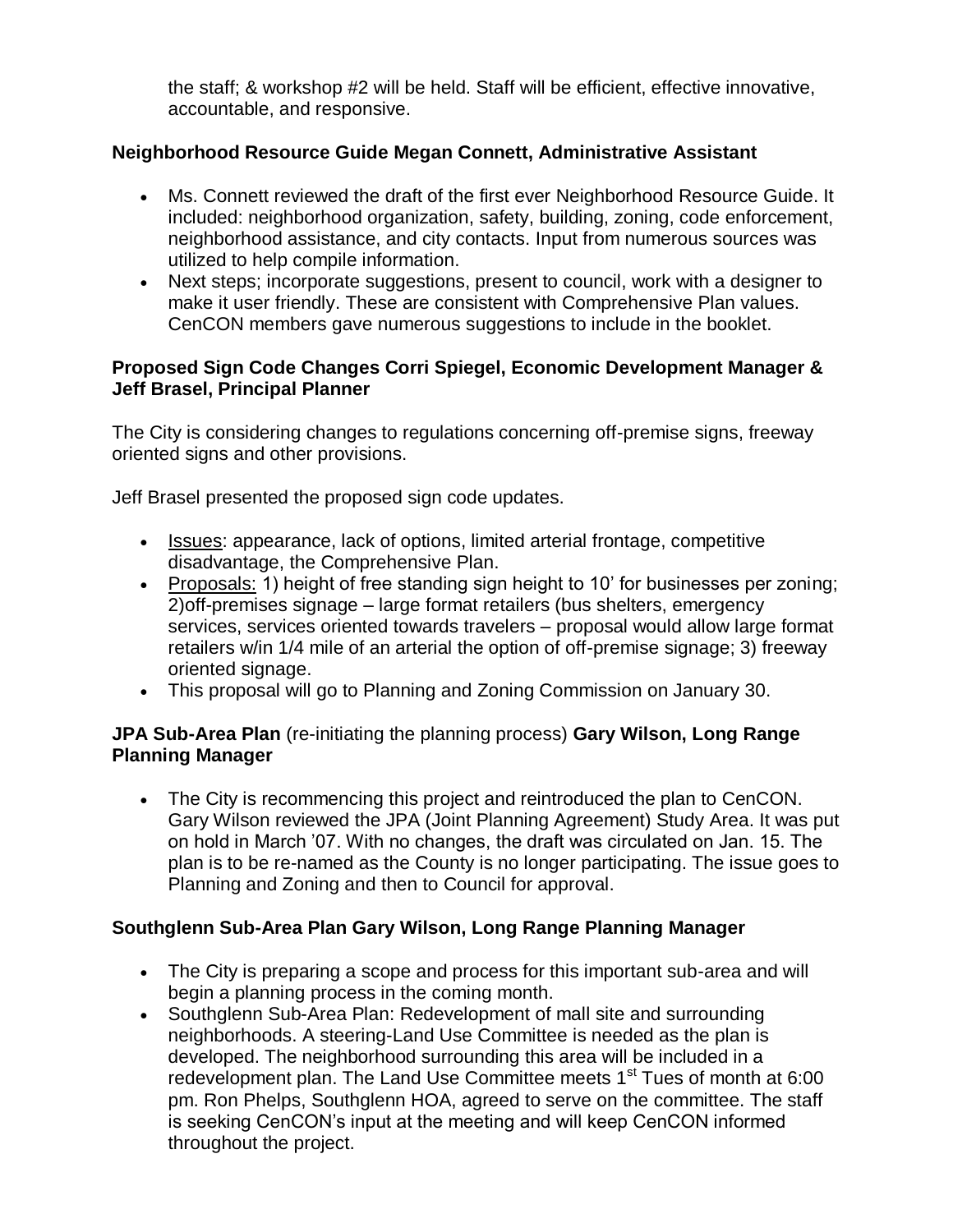the staff; & workshop #2 will be held. Staff will be efficient, effective innovative, accountable, and responsive.

**Neighborhood Resource Guide Megan Connett, Administrative Assistant**

- Ms. Connett reviewed the draft of the first ever Neighborhood Resource Guide. It included: neighborhood organization, safety, building, zoning, code enforcement, neighborhood assistance, and city contacts. Input from numerous sources was utilized to help compile information.
- Next steps; incorporate suggestions, present to council, work with a designer to make it user friendly. These are consistent with Comprehensive Plan values. CenCON members gave numerous suggestions to include in the booklet.

**Proposed Sign Code Changes Corri Spiegel, Economic Development Manager & Jeff Brasel, Principal Planner**

The City is considering changes to regulations concerning off-premise signs, freeway oriented signs and other provisions.

Jeff Brasel presented the proposed sign code updates.

- Issues: appearance, lack of options, limited arterial frontage, competitive disadvantage, the Comprehensive Plan.
- Proposals: 1) height of free standing sign height to 10' for businesses per zoning; 2)off-premises signage – large format retailers (bus shelters, emergency services, services oriented towards travelers – proposal would allow large format retailers w/in 1/4 mile of an arterial the option of off-premise signage; 3) freeway oriented signage.
- This proposal will go to Planning and Zoning Commission on January 30.

**JPA Sub-Area Plan** (re-initiating the planning process) **Gary Wilson, Long Range Planning Manager**

- The City is recommencing this project and reintroduced the plan to CenCON. Gary Wilson reviewed the JPA (Joint Planning Agreement) Study Area. It was put on hold in March '07. With no changes, the draft was circulated on Jan. 15. The plan is to be re-named as the County is no longer participating. The issue goes to Planning and Zoning and then to Council for approval.

**Southglenn Sub-Area Plan Gary Wilson, Long Range Planning Manager**

- The City is preparing a scope and process for this important sub-area and will begin a planning process in the coming month.
- Southglenn Sub-Area Plan: Redevelopment of mall site and surrounding neighborhoods. A steering-Land Use Committee is needed as the plan is developed. The neighborhood surrounding this area will be included in a redevelopment plan. The Land Use Committee meets 1st Tues of month at 6:00 pm. Ron Phelps, Southglenn HOA, agreed to serve on the committee. The staff is seeking CenCON's input at the meeting and will keep CenCON informed throughout the project.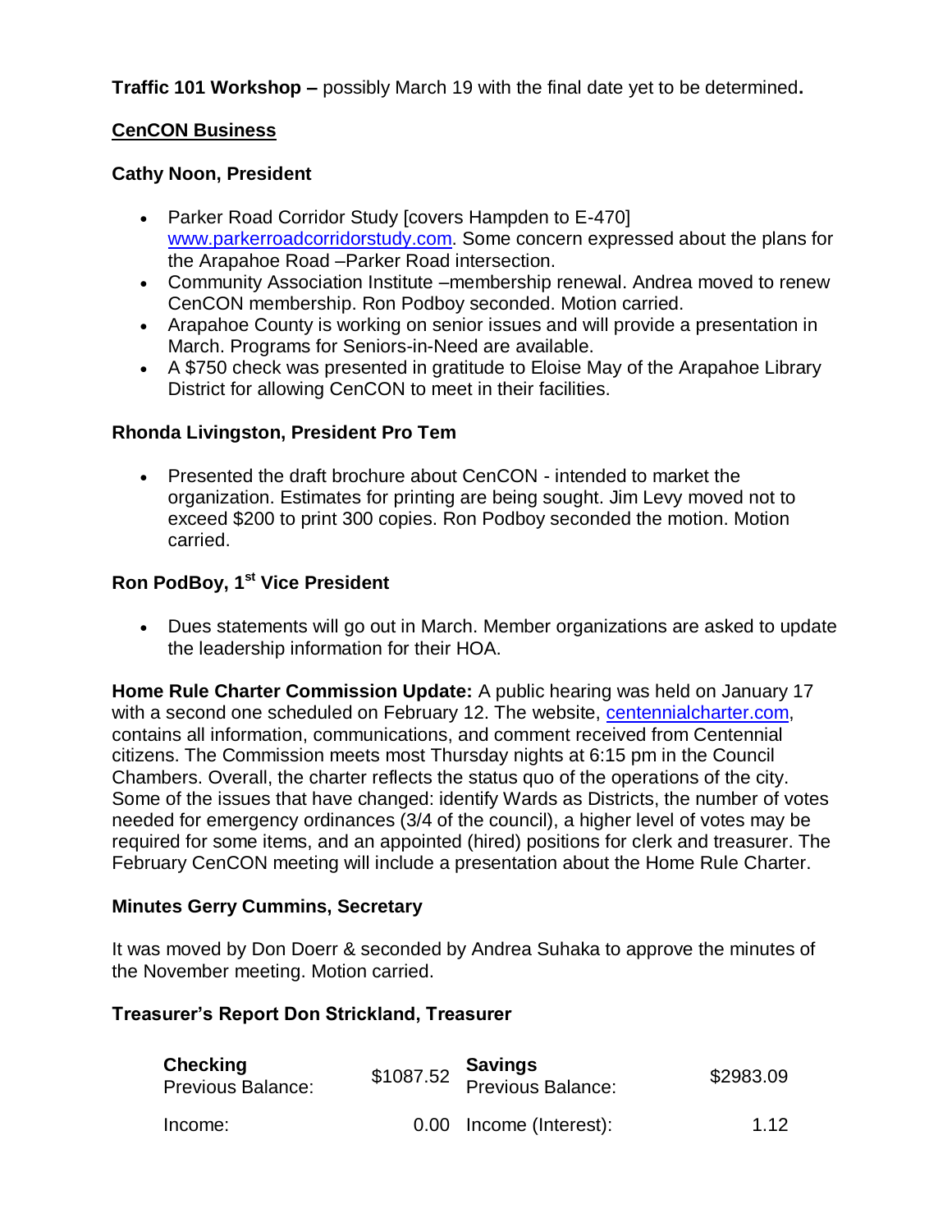**Traffic 101 Workshop –** possibly March 19 with the final date yet to be determined**.**

## CenCON Business

### Cathy Noon, President

- Parker Road Corridor Study [covers Hampden to E-470] www.parkerroadcorridorstudy.com. Some concern expressed about the plans for the Arapahoe Road –Parker Road intersection.
- Community Association Institute –membership renewal. Andrea moved to renew CenCON membership. Ron Podboy seconded. Motion carried.
- Arapahoe County is working on senior issues and will provide a presentation in March. Programs for Seniors-in-Need are available.
- A $750 check was presented in gratitude to Eloise May of the Arapahoe Library District for allowing CenCON to meet in their facilities.

### Rhonda Livingston, President Pro Tem

- Presented the draft brochure about CenCON - intended to market the organization. Estimates for printing are being sought. Jim Levy moved not to exceed $200 to print 300 copies. Ron Podboy seconded the motion. Motion carried.

### Ron PodBoy, 1st Vice President

- Dues statements will go out in March. Member organizations are asked to update the leadership information for their HOA.

**Home Rule Charter Commission Update:** A public hearing was held on January 17 with a second one scheduled on February 12. The website, centennialcharter.com, contains all information, communications, and comment received from Centennial citizens. The Commission meets most Thursday nights at 6:15 pm in the Council Chambers. Overall, the charter reflects the status quo of the operations of the city. Some of the issues that have changed: identify Wards as Districts, the number of votes needed for emergency ordinances (3/4 of the council), a higher level of votes may be required for some items, and an appointed (hired) positions for clerk and treasurer. The February CenCON meeting will include a presentation about the Home Rule Charter.

### Minutes Gerry Cummins, Secretary

It was moved by Don Doerr & seconded by Andrea Suhaka to approve the minutes of the November meeting. Motion carried.

### Treasurer's Report Don Strickland, Treasurer

| **Checking** Previous Balance: | $1087.52 | **Savings** Previous Balance: | $2983.09 |
|---|---|---|---|
| Income: | 0.00 | Income (Interest): | 1.12 |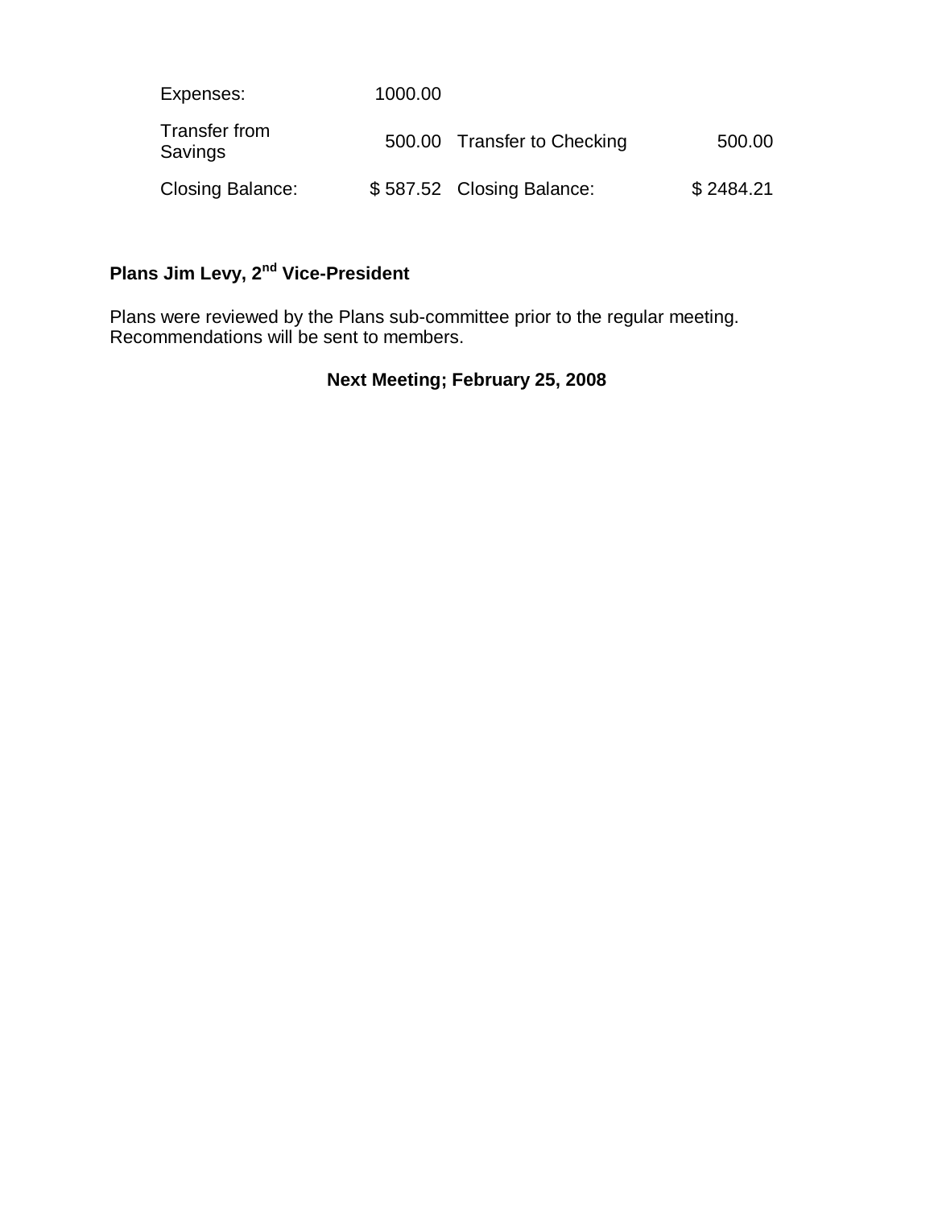| | | | |
|---|---|---|---|
| Expenses: | 1000.00 | | |
| Transfer from Savings | 500.00 | Transfer to Checking | 500.00 |
| Closing Balance: | $ 587.52 | Closing Balance: | $ 2484.21 |

**Plans Jim Levy, 2nd Vice-President**

Plans were reviewed by the Plans sub-committee prior to the regular meeting. Recommendations will be sent to members.

**Next Meeting; February 25, 2008**